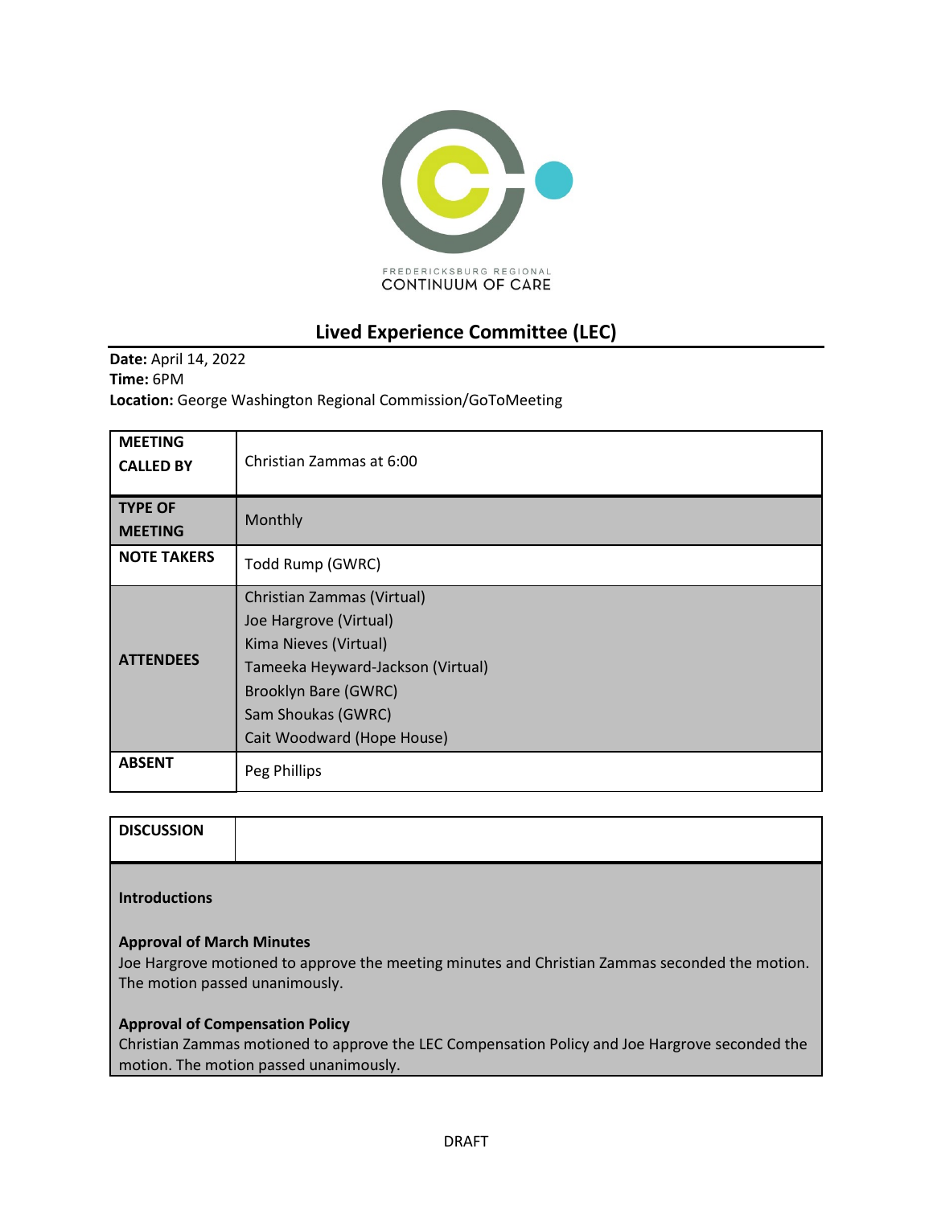FREDERICKSBURG REGIONAL
CONTINUUM OF CARE

# Lived Experience Committee (LEC)

**Date:** April 14, 2022
**Time:** 6PM
**Location:** George Washington Regional Commission/GoToMeeting

| | |
|---|---|
| **MEETING CALLED BY** | Christian Zammas at 6:00 |
| **TYPE OF MEETING** | Monthly |
| **NOTE TAKERS** | Todd Rump (GWRC) |
| **ATTENDEES** | Christian Zammas (Virtual)<br>Joe Hargrove (Virtual)<br>Kima Nieves (Virtual)<br>Tameeka Heyward-Jackson (Virtual)<br>Brooklyn Bare (GWRC)<br>Sam Shoukas (GWRC)<br>Cait Woodward (Hope House) |
| **ABSENT** | Peg Phillips |

## DISCUSSION

**Introductions**

**Approval of March Minutes**
Joe Hargrove motioned to approve the meeting minutes and Christian Zammas seconded the motion. The motion passed unanimously.

**Approval of Compensation Policy**
Christian Zammas motioned to approve the LEC Compensation Policy and Joe Hargrove seconded the motion. The motion passed unanimously.

DRAFT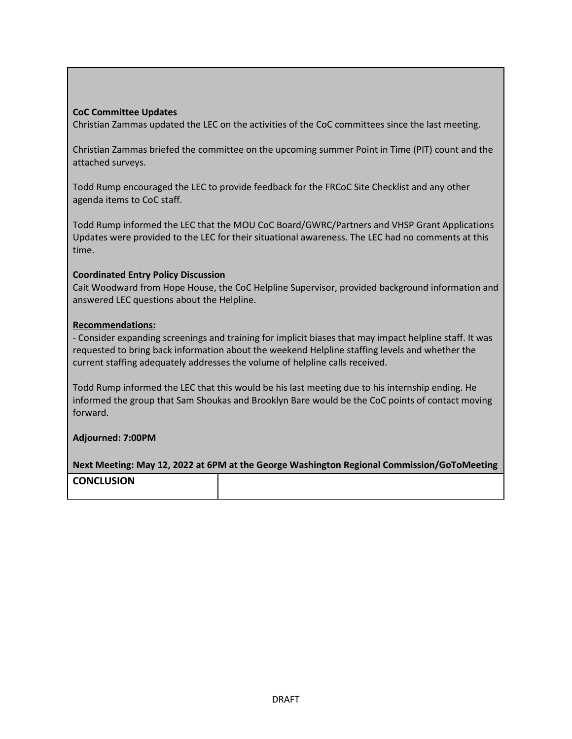**CoC Committee Updates**
Christian Zammas updated the LEC on the activities of the CoC committees since the last meeting.

Christian Zammas briefed the committee on the upcoming summer Point in Time (PIT) count and the attached surveys.

Todd Rump encouraged the LEC to provide feedback for the FRCoC Site Checklist and any other agenda items to CoC staff.

Todd Rump informed the LEC that the MOU CoC Board/GWRC/Partners and VHSP Grant Applications Updates were provided to the LEC for their situational awareness. The LEC had no comments at this time.

**Coordinated Entry Policy Discussion**
Cait Woodward from Hope House, the CoC Helpline Supervisor, provided background information and answered LEC questions about the Helpline.

**Recommendations:**
- Consider expanding screenings and training for implicit biases that may impact helpline staff. It was requested to bring back information about the weekend Helpline staffing levels and whether the current staffing adequately addresses the volume of helpline calls received.

Todd Rump informed the LEC that this would be his last meeting due to his internship ending. He informed the group that Sam Shoukas and Brooklyn Bare would be the CoC points of contact moving forward.

**Adjourned: 7:00PM**

**Next Meeting: May 12, 2022 at 6PM at the George Washington Regional Commission/GoToMeeting**

| | |
|---|---|
| **CONCLUSION** | |

DRAFT